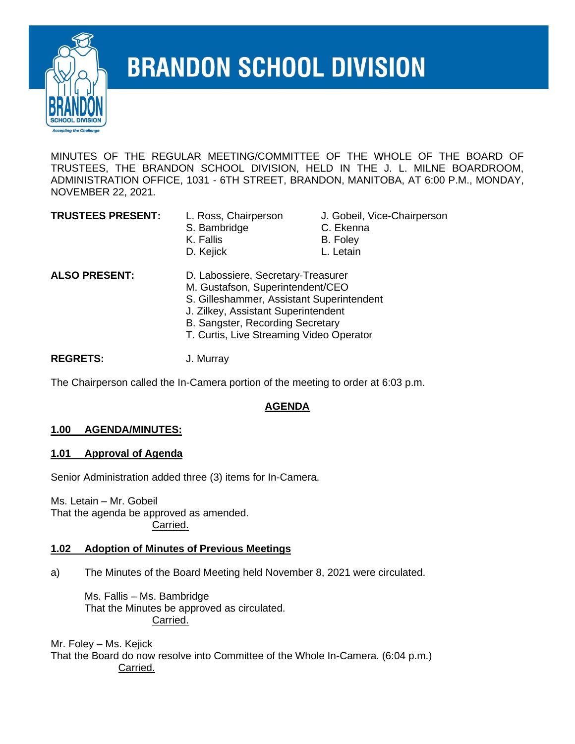# BRANDON SCHOOL DIVISION

MINUTES OF THE REGULAR MEETING/COMMITTEE OF THE WHOLE OF THE BOARD OF TRUSTEES, THE BRANDON SCHOOL DIVISION, HELD IN THE J. L. MILNE BOARDROOM, ADMINISTRATION OFFICE, 1031 - 6TH STREET, BRANDON, MANITOBA, AT 6:00 P.M., MONDAY, NOVEMBER 22, 2021.

**TRUSTEES PRESENT:**
L. Ross, Chairperson
J. Gobeil, Vice-Chairperson
S. Bambridge
C. Ekenna
K. Fallis
B. Foley
D. Kejick
L. Letain

**ALSO PRESENT:**
D. Labossiere, Secretary-Treasurer
M. Gustafson, Superintendent/CEO
S. Gilleshammer, Assistant Superintendent
J. Zilkey, Assistant Superintendent
B. Sangster, Recording Secretary
T. Curtis, Live Streaming Video Operator

**REGRETS:**
J. Murray

The Chairperson called the In-Camera portion of the meeting to order at 6:03 p.m.

## AGENDA

### 1.00 AGENDA/MINUTES:

### 1.01 Approval of Agenda

Senior Administration added three (3) items for In-Camera.

Ms. Letain – Mr. Gobeil
That the agenda be approved as amended.
Carried.

### 1.02 Adoption of Minutes of Previous Meetings

a) The Minutes of the Board Meeting held November 8, 2021 were circulated.

Ms. Fallis – Ms. Bambridge
That the Minutes be approved as circulated.
Carried.

Mr. Foley – Ms. Kejick
That the Board do now resolve into Committee of the Whole In-Camera. (6:04 p.m.)
Carried.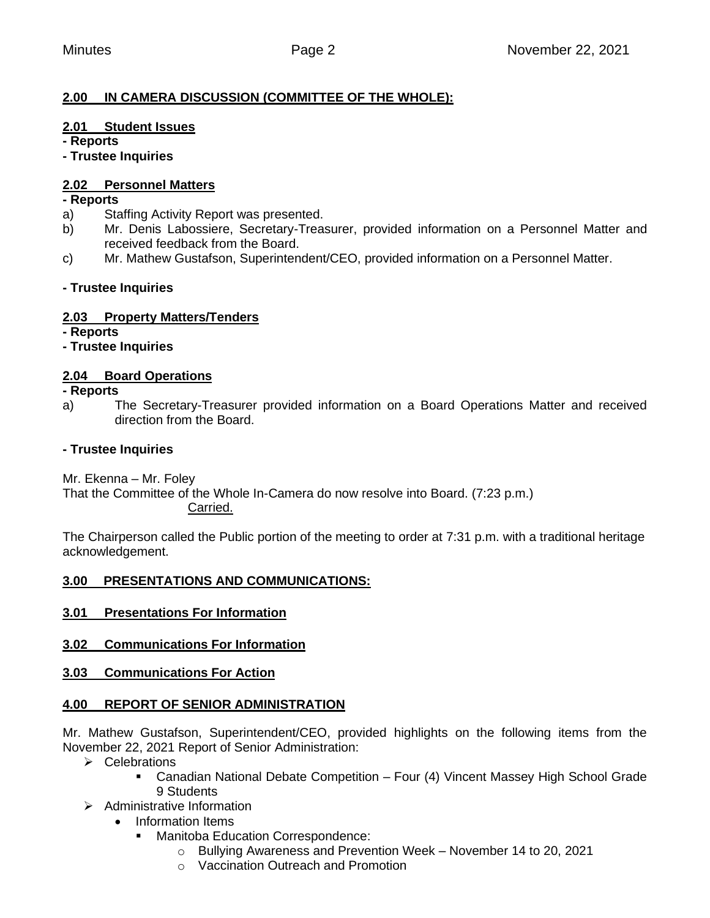## 2.00 IN CAMERA DISCUSSION (COMMITTEE OF THE WHOLE):

### 2.01 Student Issues

**- Reports**

**- Trustee Inquiries**

### 2.02 Personnel Matters

**- Reports**

a) Staffing Activity Report was presented.

b) Mr. Denis Labossiere, Secretary-Treasurer, provided information on a Personnel Matter and received feedback from the Board.

c) Mr. Mathew Gustafson, Superintendent/CEO, provided information on a Personnel Matter.

**- Trustee Inquiries**

### 2.03 Property Matters/Tenders

**- Reports**

**- Trustee Inquiries**

### 2.04 Board Operations

**- Reports**

a) The Secretary-Treasurer provided information on a Board Operations Matter and received direction from the Board.

**- Trustee Inquiries**

Mr. Ekenna – Mr. Foley
That the Committee of the Whole In-Camera do now resolve into Board. (7:23 p.m.)
Carried.

The Chairperson called the Public portion of the meeting to order at 7:31 p.m. with a traditional heritage acknowledgement.

## 3.00 PRESENTATIONS AND COMMUNICATIONS:

### 3.01 Presentations For Information

### 3.02 Communications For Information

### 3.03 Communications For Action

## 4.00 REPORT OF SENIOR ADMINISTRATION

Mr. Mathew Gustafson, Superintendent/CEO, provided highlights on the following items from the November 22, 2021 Report of Senior Administration:

- Celebrations
  - Canadian National Debate Competition – Four (4) Vincent Massey High School Grade 9 Students
- Administrative Information
  - Information Items
    - Manitoba Education Correspondence:
      - Bullying Awareness and Prevention Week – November 14 to 20, 2021
      - Vaccination Outreach and Promotion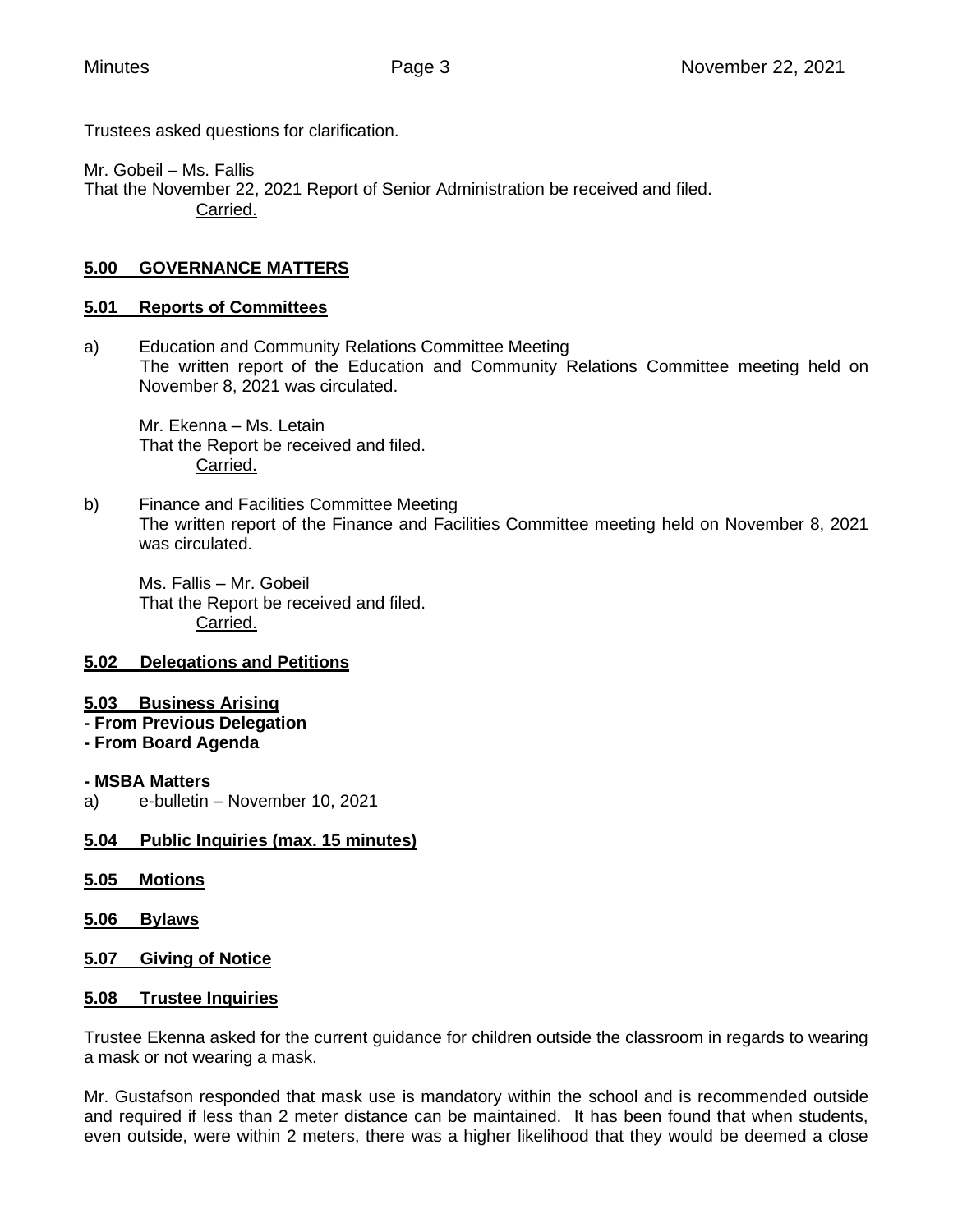Trustees asked questions for clarification.

Mr. Gobeil – Ms. Fallis
That the November 22, 2021 Report of Senior Administration be received and filed.
Carried.

## 5.00 GOVERNANCE MATTERS

### 5.01 Reports of Committees

a) Education and Community Relations Committee Meeting
The written report of the Education and Community Relations Committee meeting held on November 8, 2021 was circulated.

Mr. Ekenna – Ms. Letain
That the Report be received and filed.
Carried.

b) Finance and Facilities Committee Meeting
The written report of the Finance and Facilities Committee meeting held on November 8, 2021 was circulated.

Ms. Fallis – Mr. Gobeil
That the Report be received and filed.
Carried.

### 5.02 Delegations and Petitions

### 5.03 Business Arising

**- From Previous Delegation**
**- From Board Agenda**

**- MSBA Matters**

a) e-bulletin – November 10, 2021

### 5.04 Public Inquiries (max. 15 minutes)

### 5.05 Motions

### 5.06 Bylaws

### 5.07 Giving of Notice

### 5.08 Trustee Inquiries

Trustee Ekenna asked for the current guidance for children outside the classroom in regards to wearing a mask or not wearing a mask.

Mr. Gustafson responded that mask use is mandatory within the school and is recommended outside and required if less than 2 meter distance can be maintained. It has been found that when students, even outside, were within 2 meters, there was a higher likelihood that they would be deemed a close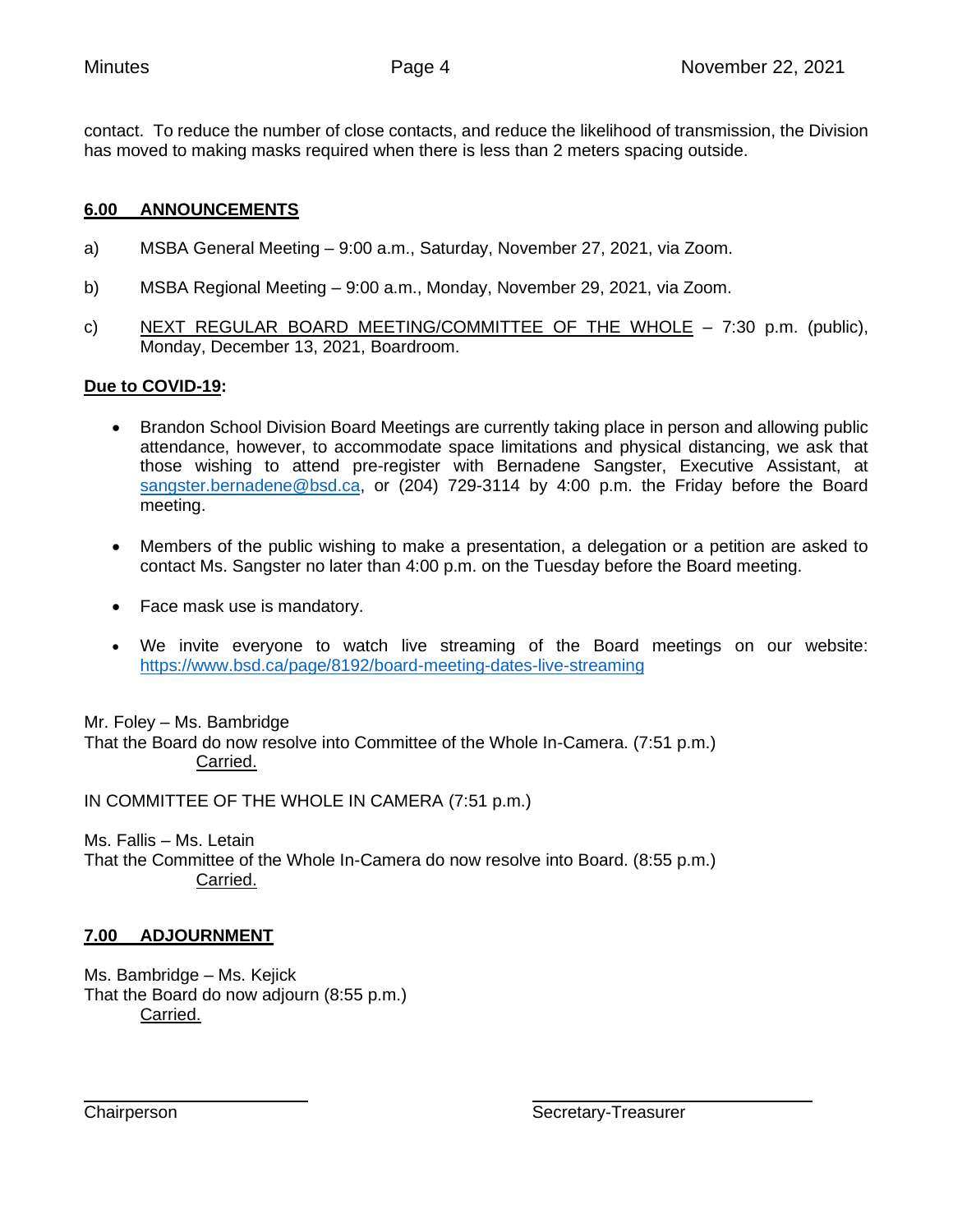contact. To reduce the number of close contacts, and reduce the likelihood of transmission, the Division has moved to making masks required when there is less than 2 meters spacing outside.

## 6.00 ANNOUNCEMENTS

a) MSBA General Meeting – 9:00 a.m., Saturday, November 27, 2021, via Zoom.

b) MSBA Regional Meeting – 9:00 a.m., Monday, November 29, 2021, via Zoom.

c) NEXT REGULAR BOARD MEETING/COMMITTEE OF THE WHOLE – 7:30 p.m. (public), Monday, December 13, 2021, Boardroom.

**Due to COVID-19:**

- Brandon School Division Board Meetings are currently taking place in person and allowing public attendance, however, to accommodate space limitations and physical distancing, we ask that those wishing to attend pre-register with Bernadene Sangster, Executive Assistant, at sangster.bernadene@bsd.ca, or (204) 729-3114 by 4:00 p.m. the Friday before the Board meeting.

- Members of the public wishing to make a presentation, a delegation or a petition are asked to contact Ms. Sangster no later than 4:00 p.m. on the Tuesday before the Board meeting.

- Face mask use is mandatory.

- We invite everyone to watch live streaming of the Board meetings on our website: https://www.bsd.ca/page/8192/board-meeting-dates-live-streaming

Mr. Foley – Ms. Bambridge
That the Board do now resolve into Committee of the Whole In-Camera. (7:51 p.m.)
Carried.

IN COMMITTEE OF THE WHOLE IN CAMERA (7:51 p.m.)

Ms. Fallis – Ms. Letain
That the Committee of the Whole In-Camera do now resolve into Board. (8:55 p.m.)
Carried.

## 7.00 ADJOURNMENT

Ms. Bambridge – Ms. Kejick
That the Board do now adjourn (8:55 p.m.)
Carried.

Chairperson

Secretary-Treasurer